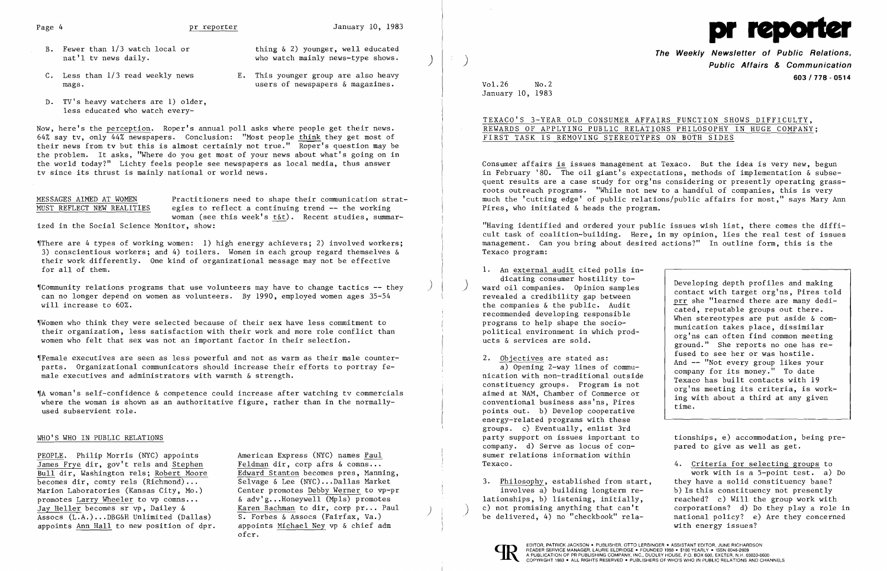B. Fewer than 1/3 watch local or nat'l tv news daily.

C. Less than 1/3 read weekly news mags.

D. TV's heavy watchers are 1) older, less educated who watch everything & 2) younger, well educated who watch mainly news-type shows.

E. This younger group are also heavy users of newspapers & magazines.

Now, here's the perception. Roper's annual poll asks where people get their news. 64% say tv, only 44% newspapers. Conclusion: "Most people think they get most of their news from tv but this is almost certainly not true." Roper's question may be the problem. It asks, "Where do you get most of your news about what's going on in the world today?" Lichty feels people see newspapers as local media, thus answer tv since its thrust is mainly national or world news.

## MESSAGES AIMED AT WOMEN MUST REFLECT NEW REALITIES

Practitioners need to shape their communication strategies to reflect a continuing trend -- the working woman (see this week's t&t). Recent studies, summarized in the Social Science Monitor, show:

¶There are 4 types of working women: 1) high energy achievers; 2) involved workers; 3) conscientious workers; and 4) toilers. Women in each group regard themselves & their work differently. One kind of organizational message may not be effective for all of them.

¶Community relations programs that use volunteers may have to change tactics -- they can no longer depend on women as volunteers. By 1990, employed women ages 35-54 will increase to 60%.

¶Women who think they were selected because of their sex have less commitment to their organization, less satisfaction with their work and more role conflict than women who felt that sex was not an important factor in their selection.

¶Female executives are seen as less powerful and not as warm as their male counterparts. Organizational communicators should increase their efforts to portray female executives and administrators with warmth & strength.

¶A woman's self-confidence & competence could increase after watching tv commercials where the woman is shown as an authoritative figure, rather than in the normally-used subservient role.

## WHO'S WHO IN PUBLIC RELATIONS

PEOPLE. Philip Morris (NYC) appoints James Frye dir, gov't rels and Stephen Bull dir, Washington rels; Robert Moore becomes dir, comty rels (Richmond)... Marion Laboratories (Kansas City, Mo.) promotes Larry Wheeler to vp comns... Jay Heller becomes sr vp, Dailey & Assocs (L.A.)...DBG&H Unlimited (Dallas) appoints Ann Hall to new position of dpr. American Express (NYC) names Paul Feldman dir, corp afrs & comns... Edward Stanton becomes pres, Manning, Selvage & Lee (NYC)...Dallas Market Center promotes Debby Werner to vp-pr & adv'g...Honeywell (Mpls) promotes Karen Bachman to dir, corp pr... Paul S. Forbes & Assocs (Fairfax, Va.) appoints Michael Ney vp & chief adm ofcr.

# pr reporter

**The Weekly Newsletter of Public Relations, Public Affairs & Communication**

**603 / 778 - 0514**

Vol.26 No.2
January 10, 1983

## TEXACO'S 3-YEAR OLD CONSUMER AFFAIRS FUNCTION SHOWS DIFFICULTY, REWARDS OF APPLYING PUBLIC RELATIONS PHILOSOPHY IN HUGE COMPANY; FIRST TASK IS REMOVING STEREOTYPES ON BOTH SIDES

Consumer affairs is issues management at Texaco. But the idea is very new, begun in February '80. The oil giant's expectations, methods of implementation & subsequent results are a case study for org'ns considering or presently operating grassroots outreach programs. "While not new to a handful of companies, this is very much the 'cutting edge' of public relations/public affairs for most," says Mary Ann Pires, who initiated & heads the program.

"Having identified and ordered your public issues wish list, there comes the difficult task of coalition-building. Here, in my opinion, lies the real test of issues management. Can you bring about desired actions?" In outline form, this is the Texaco program:

1. An external audit cited polls indicating consumer hostility toward oil companies. Opinion samples revealed a credibility gap between the companies & the public. Audit recommended developing responsible programs to help shape the socio-political environment in which products & services are sold.

2. Objectives are stated as:
   a) Opening 2-way lines of communication with non-traditional outside constituency groups. Program is not aimed at NAM, Chamber of Commerce or conventional business ass'ns, Pires points out. b) Develop cooperative energy-related programs with these groups. c) Eventually, enlist 3rd party support on issues important to company. d) Serve as locus of consumer relations information within Texaco.

3. Philosophy, established from start, involves a) building longterm relationships, b) listening, initially, c) not promising anything that can't be delivered, 4) no "checkbook" relationships, e) accommodation, being prepared to give as well as get.

4. Criteria for selecting groups to work with is a 5-point test. a) Do they have a solid constituency base? b) Is this constituency not presently reached? c) Will the group work with corporations? d) Do they play a role in national policy? e) Are they concerned with energy issues?

> Developing depth profiles and making contact with target org'ns, Pires told prr she "learned there are many dedicated, reputable groups out there. When stereotypes are put aside & communication takes place, dissimilar org'ns can often find common meeting ground." She reports no one has refused to see her or was hostile. And -- "Not every group likes your company for its money." To date Texaco has built contacts with 19 org'ns meeting its criteria, is working with about a third at any given time.

EDITOR, PATRICK JACKSON • PUBLISHER, OTTO LERBINGER • ASSISTANT EDITOR, JUNE RICHARDSON
READER SERVICE MANAGER, LAURIE ELDRIDGE • FOUNDED 1958 • $100 YEARLY • ISSN 0048-2609
A PUBLICATION OF PR PUBLISHING COMPANY, INC., DUDLEY HOUSE, P.O. BOX 600, EXETER, N.H. 03833-0600
COPYRIGHT 1983 • ALL RIGHTS RESERVED • PUBLISHERS OF WHO'S WHO IN PUBLIC RELATIONS AND CHANNELS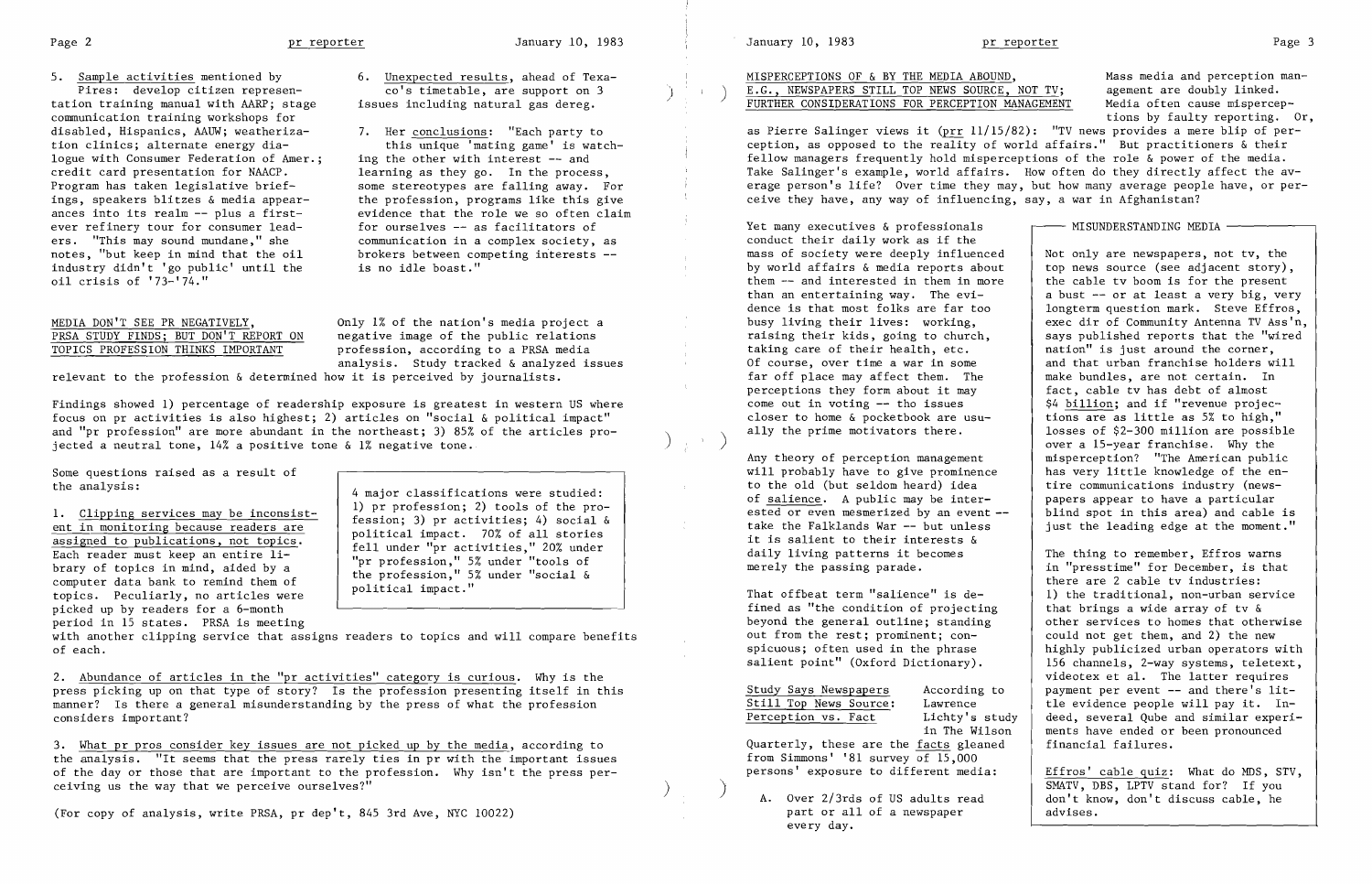5. Sample activities mentioned by Pires: develop citizen representation training manual with AARP; stage communication training workshops for disabled, Hispanics, AAUW; weatherization clinics; alternate energy dialogue with Consumer Federation of Amer.; credit card presentation for NAACP. Program has taken legislative briefings, speakers blitzes & media appearances into its realm -- plus a first-ever refinery tour for consumer leaders. "This may sound mundane," she notes, "but keep in mind that the oil industry didn't 'go public' until the oil crisis of '73-'74."

6. Unexpected results, ahead of Texaco's timetable, are support on 3 issues including natural gas dereg.

7. Her conclusions: "Each party to this unique 'mating game' is watching the other with interest -- and learning as they go. In the process, some stereotypes are falling away. For the profession, programs like this give evidence that the role we so often claim for ourselves -- as facilitators of communication in a complex society, as brokers between competing interests -- is no idle boast."

## MEDIA DON'T SEE PR NEGATIVELY, PRSA STUDY FINDS; BUT DON'T REPORT ON TOPICS PROFESSION THINKS IMPORTANT

Only 1% of the nation's media project a negative image of the public relations profession, according to a PRSA media analysis. Study tracked & analyzed issues relevant to the profession & determined how it is perceived by journalists.

Findings showed 1) percentage of readership exposure is greatest in western US where focus on pr activities is also highest; 2) articles on "social & political impact" and "pr profession" are more abundant in the northeast; 3) 85% of the articles projected a neutral tone, 14% a positive tone & 1% negative tone.

> 4 major classifications were studied: 1) pr profession; 2) tools of the profession; 3) pr activities; 4) social & political impact. 70% of all stories fell under "pr activities," 20% under "pr profession," 5% under "tools of the profession," 5% under "social & political impact."

Some questions raised as a result of the analysis:

1. Clipping services may be inconsistent in monitoring because readers are assigned to publications, not topics. Each reader must keep an entire library of topics in mind, aided by a computer data bank to remind them of topics. Peculiarly, no articles were picked up by readers for a 6-month period in 15 states. PRSA is meeting with another clipping service that assigns readers to topics and will compare benefits of each.

2. Abundance of articles in the "pr activities" category is curious. Why is the press picking up on that type of story? Is the profession presenting itself in this manner? Is there a general misunderstanding by the press of what the profession considers important?

3. What pr pros consider key issues are not picked up by the media, according to the analysis. "It seems that the press rarely ties in pr with the important issues of the day or those that are important to the profession. Why isn't the press perceiving us the way that we perceive ourselves?"

(For copy of analysis, write PRSA, pr dep't, 845 3rd Ave, NYC 10022)

## MISPERCEPTIONS OF & BY THE MEDIA ABOUND, E.G., NEWSPAPERS STILL TOP NEWS SOURCE, NOT TV; FURTHER CONSIDERATIONS FOR PERCEPTION MANAGEMENT

Mass media and perception management are doubly linked. Media often cause misperceptions by faulty reporting. Or, as Pierre Salinger views it (prr 11/15/82): "TV news provides a mere blip of perception, as opposed to the reality of world affairs." But practitioners & their fellow managers frequently hold misperceptions of the role & power of the media. Take Salinger's example, world affairs. How often do they directly affect the average person's life? Over time they may, but how many average people have, or perceive they have, any way of influencing, say, a war in Afghanistan?

Yet many executives & professionals conduct their daily work as if the mass of society were deeply influenced by world affairs & media reports about them -- and interested in them in more than an entertaining way. The evidence is that most folks are far too busy living their lives: working, raising their kids, going to church, taking care of their health, etc. Of course, over time a war in some far off place may affect them. The perceptions they form about it may come out in voting -- tho issues closer to home & pocketbook are usually the prime motivators there.

Any theory of perception management will probably have to give prominence to the old (but seldom heard) idea of salience. A public may be interested or even mesmerized by an event -- take the Falklands War -- but unless it is salient to their interests & daily living patterns it becomes merely the passing parade.

That offbeat term "salience" is defined as "the condition of projecting beyond the general outline; standing out from the rest; prominent; conspicuous; often used in the phrase salient point" (Oxford Dictionary).

**Study Says Newspapers Still Top News Source: Perception vs. Fact**

According to Lawrence Lichty's study in The Wilson Quarterly, these are the facts gleaned from Simmons' '81 survey of 15,000 persons' exposure to different media:

A. Over 2/3rds of US adults read part or all of a newspaper every day.

> **MISUNDERSTANDING MEDIA**
>
> Not only are newspapers, not tv, the top news source (see adjacent story), the cable tv boom is for the present a bust -- or at least a very big, very longterm question mark. Steve Effros, exec dir of Community Antenna TV Ass'n, says published reports that the "wired nation" is just around the corner, and that urban franchise holders will make bundles, are not certain. In fact, cable tv has debt of almost $4 billion; and if "revenue projections are as little as 5% to high," losses of $2-300 million are possible over a 15-year franchise. Why the misperception? "The American public has very little knowledge of the entire communications industry (newspapers appear to have a particular blind spot in this area) and cable is just the leading edge at the moment."
>
> The thing to remember, Effros warns in "presstime" for December, is that there are 2 cable tv industries: 1) the traditional, non-urban service that brings a wide array of tv & other services to homes that otherwise could not get them, and 2) the new highly publicized urban operators with 156 channels, 2-way systems, teletext, videotex et al. The latter requires payment per event -- and there's little evidence people will pay it. Indeed, several Qube and similar experiments have ended or been pronounced financial failures.
>
> Effros' cable quiz: What do MDS, STV, SMATV, DBS, LPTV stand for? If you don't know, don't discuss cable, he advises.